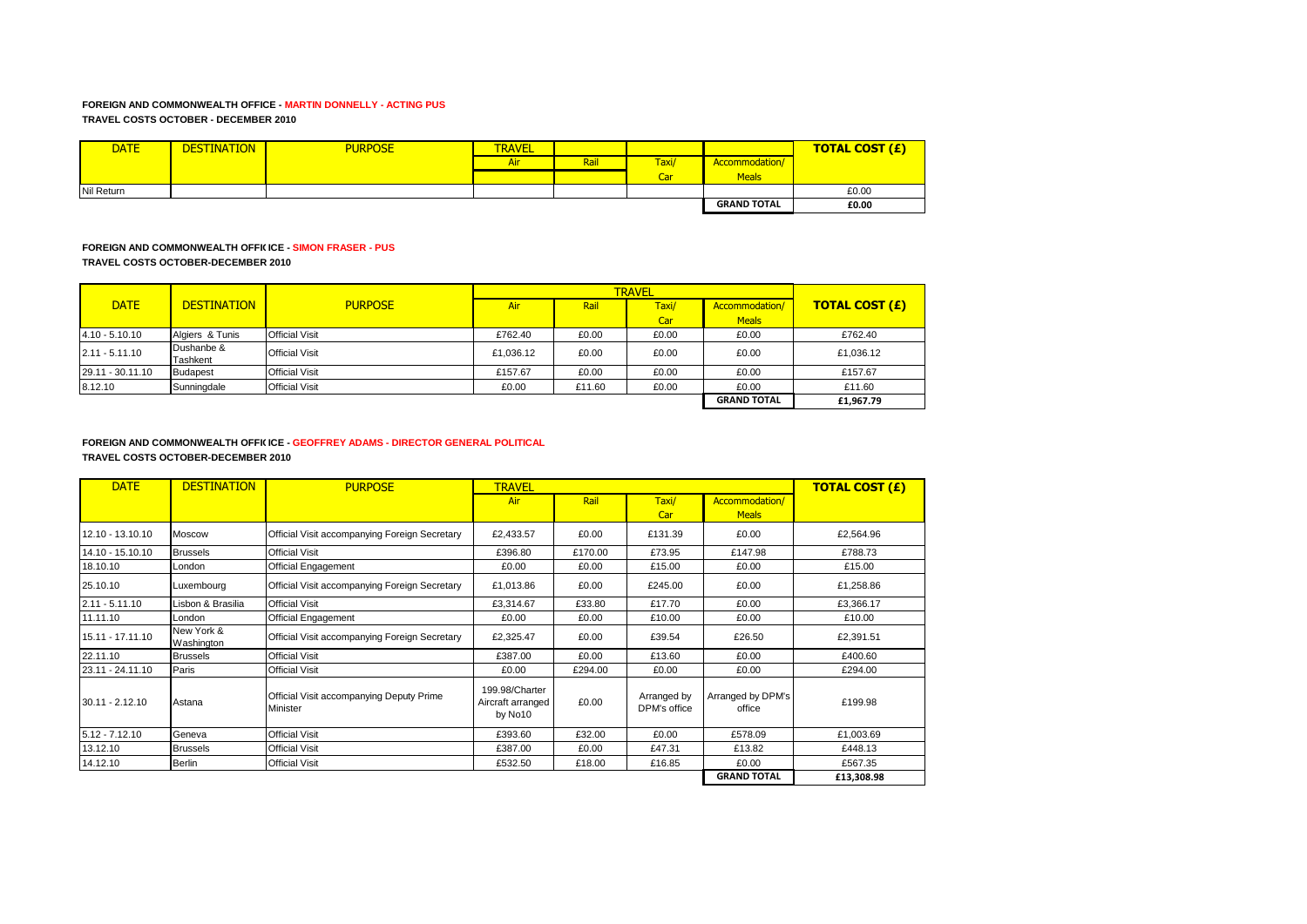**FOREIGN AND COMMONWEALTH OFFICE - MARTIN DONNELLY - ACTING PUS**
**TRAVEL COSTS OCTOBER - DECEMBER 2010**

| DATE | DESTINATION | PURPOSE | TRAVEL | | | | TOTAL COST (£) |
|---|---|---|---|---|---|---|---|
| | | | Air | Rail | Taxi/ Car | Accommodation/ Meals | |
| Nil Return | | | | | | | £0.00 |
| | | | | | | **GRAND TOTAL** | **£0.00** |

**FOREIGN AND COMMONWEALTH OFFI( ICE - SIMON FRASER - PUS**
**TRAVEL COSTS OCTOBER-DECEMBER 2010**

| DATE | DESTINATION | PURPOSE | TRAVEL | | | | TOTAL COST (£) |
|---|---|---|---|---|---|---|---|
| | | | Air | Rail | Taxi/ Car | Accommodation/ Meals | |
| 4.10 - 5.10.10 | Algiers & Tunis | Official Visit | £762.40 | £0.00 | £0.00 | £0.00 | £762.40 |
| 2.11 - 5.11.10 | Dushanbe & Tashkent | Official Visit | £1,036.12 | £0.00 | £0.00 | £0.00 | £1,036.12 |
| 29.11 - 30.11.10 | Budapest | Official Visit | £157.67 | £0.00 | £0.00 | £0.00 | £157.67 |
| 8.12.10 | Sunningdale | Official Visit | £0.00 | £11.60 | £0.00 | £0.00 | £11.60 |
| | | | | | | **GRAND TOTAL** | **£1,967.79** |

**FOREIGN AND COMMONWEALTH OFFI( ICE - GEOFFREY ADAMS - DIRECTOR GENERAL POLITICAL**
**TRAVEL COSTS OCTOBER-DECEMBER 2010**

| DATE | DESTINATION | PURPOSE | TRAVEL | | | | TOTAL COST (£) |
|---|---|---|---|---|---|---|---|
| | | | Air | Rail | Taxi/ Car | Accommodation/ Meals | |
| 12.10 - 13.10.10 | Moscow | Official Visit accompanying Foreign Secretary | £2,433.57 | £0.00 | £131.39 | £0.00 | £2,564.96 |
| 14.10 - 15.10.10 | Brussels | Official Visit | £396.80 | £170.00 | £73.95 | £147.98 | £788.73 |
| 18.10.10 | London | Official Engagement | £0.00 | £0.00 | £15.00 | £0.00 | £15.00 |
| 25.10.10 | Luxembourg | Official Visit accompanying Foreign Secretary | £1,013.86 | £0.00 | £245.00 | £0.00 | £1,258.86 |
| 2.11 - 5.11.10 | Lisbon & Brasilia | Official Visit | £3,314.67 | £33.80 | £17.70 | £0.00 | £3,366.17 |
| 11.11.10 | London | Official Engagement | £0.00 | £0.00 | £10.00 | £0.00 | £10.00 |
| 15.11 - 17.11.10 | New York & Washington | Official Visit accompanying Foreign Secretary | £2,325.47 | £0.00 | £39.54 | £26.50 | £2,391.51 |
| 22.11.10 | Brussels | Official Visit | £387.00 | £0.00 | £13.60 | £0.00 | £400.60 |
| 23.11 - 24.11.10 | Paris | Official Visit | £0.00 | £294.00 | £0.00 | £0.00 | £294.00 |
| 30.11 - 2.12.10 | Astana | Official Visit accompanying Deputy Prime Minister | 199.98/Charter Aircraft arranged by No10 | £0.00 | Arranged by DPM's office | Arranged by DPM's office | £199.98 |
| 5.12 - 7.12.10 | Geneva | Official Visit | £393.60 | £32.00 | £0.00 | £578.09 | £1,003.69 |
| 13.12.10 | Brussels | Official Visit | £387.00 | £0.00 | £47.31 | £13.82 | £448.13 |
| 14.12.10 | Berlin | Official Visit | £532.50 | £18.00 | £16.85 | £0.00 | £567.35 |
| | | | | | | **GRAND TOTAL** | **£13,308.98** |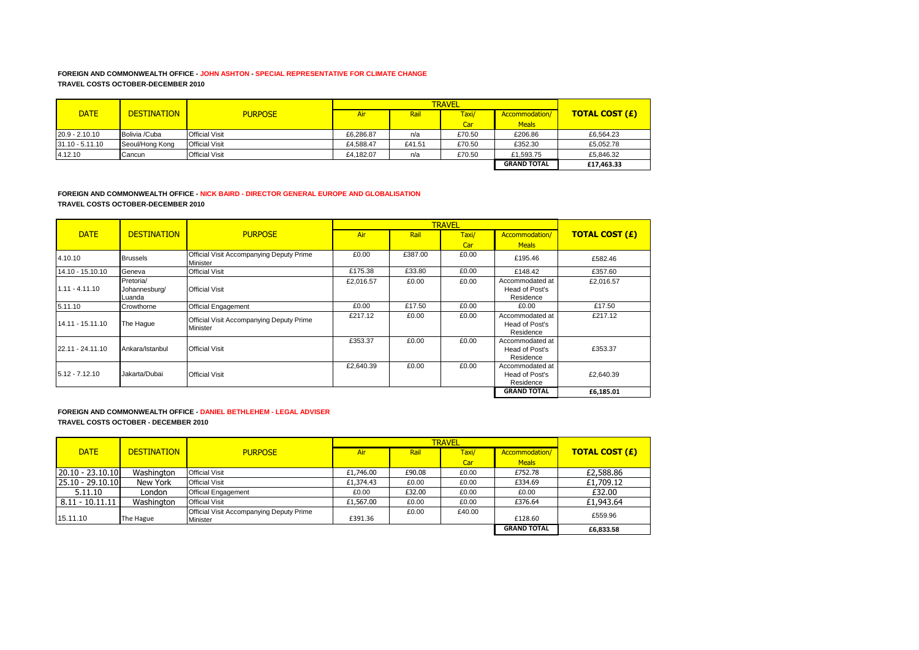**FOREIGN AND COMMONWEALTH OFFICE - JOHN ASHTON - SPECIAL REPRESENTATIVE FOR CLIMATE CHANGE**
**TRAVEL COSTS OCTOBER-DECEMBER 2010**

| DATE | DESTINATION | PURPOSE | TRAVEL | | | | TOTAL COST (£) |
|---|---|---|---|---|---|---|---|
| | | | Air | Rail | Taxi/ Car | Accommodation/ Meals | |
| 20.9 - 2.10.10 | Bolivia /Cuba | Official Visit | £6,286.87 | n/a | £70.50 | £206.86 | £6,564.23 |
| 31.10 - 5.11.10 | Seoul/Hong Kong | Official Visit | £4,588.47 | £41.51 | £70.50 | £352.30 | £5,052.78 |
| 4.12.10 | Cancun | Official Visit | £4,182.07 | n/a | £70.50 | £1,593.75 | £5,846.32 |
| | | | | | | GRAND TOTAL | £17,463.33 |

**FOREIGN AND COMMONWEALTH OFFICE - NICK BAIRD - DIRECTOR GENERAL EUROPE AND GLOBALISATION**
**TRAVEL COSTS OCTOBER-DECEMBER 2010**

| DATE | DESTINATION | PURPOSE | TRAVEL | | | | TOTAL COST (£) |
|---|---|---|---|---|---|---|---|
| | | | Air | Rail | Taxi/ Car | Accommodation/ Meals | |
| 4.10.10 | Brussels | Official Visit Accompanying Deputy Prime Minister | £0.00 | £387.00 | £0.00 | £195.46 | £582.46 |
| 14.10 - 15.10.10 | Geneva | Official Visit | £175.38 | £33.80 | £0.00 | £148.42 | £357.60 |
| 1.11 - 4.11.10 | Pretoria/ Johannesburg/ Luanda | Official Visit | £2,016.57 | £0.00 | £0.00 | Accommodated at Head of Post's Residence | £2,016.57 |
| 5.11.10 | Crowthorne | Official Engagement | £0.00 | £17.50 | £0.00 | £0.00 | £17.50 |
| 14.11 - 15.11.10 | The Hague | Official Visit Accompanying Deputy Prime Minister | £217.12 | £0.00 | £0.00 | Accommodated at Head of Post's Residence | £217.12 |
| 22.11 - 24.11.10 | Ankara/Istanbul | Official Visit | £353.37 | £0.00 | £0.00 | Accommodated at Head of Post's Residence | £353.37 |
| 5.12 - 7.12.10 | Jakarta/Dubai | Official Visit | £2,640.39 | £0.00 | £0.00 | Accommodated at Head of Post's Residence | £2,640.39 |
| | | | | | | GRAND TOTAL | £6,185.01 |

**FOREIGN AND COMMONWEALTH OFFICE - DANIEL BETHLEHEM - LEGAL ADVISER**
**TRAVEL COSTS OCTOBER - DECEMBER 2010**

| DATE | DESTINATION | PURPOSE | TRAVEL | | | | TOTAL COST (£) |
|---|---|---|---|---|---|---|---|
| | | | Air | Rail | Taxi/ Car | Accommodation/ Meals | |
| 20.10 - 23.10.10 | Washington | Official Visit | £1,746.00 | £90.08 | £0.00 | £752.78 | £2,588.86 |
| 25.10 - 29.10.10 | New York | Official Visit | £1,374.43 | £0.00 | £0.00 | £334.69 | £1,709.12 |
| 5.11.10 | London | Official Engagement | £0.00 | £32.00 | £0.00 | £0.00 | £32.00 |
| 8.11 - 10.11.11 | Washington | Official Visit | £1,567.00 | £0.00 | £0.00 | £376.64 | £1,943.64 |
| 15.11.10 | The Hague | Official Visit Accompanying Deputy Prime Minister | £391.36 | £0.00 | £40.00 | £128.60 | £559.96 |
| | | | | | | GRAND TOTAL | £6,833.58 |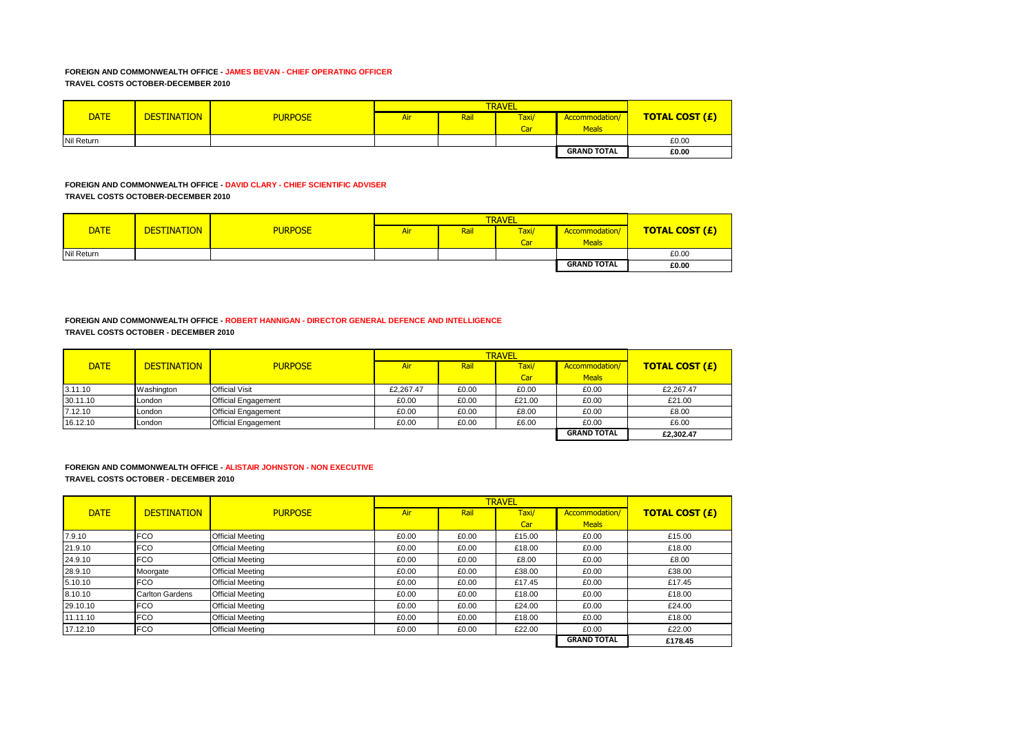**FOREIGN AND COMMONWEALTH OFFICE - JAMES BEVAN - CHIEF OPERATING OFFICER**

**TRAVEL COSTS OCTOBER-DECEMBER 2010**

| DATE | DESTINATION | PURPOSE | TRAVEL | | | | TOTAL COST (£) |
|---|---|---|---|---|---|---|---|
| | | | Air | Rail | Taxi/ Car | Accommodation/ Meals | |
| Nil Return | | | | | | | £0.00 |
| | | | | | | **GRAND TOTAL** | **£0.00** |

**FOREIGN AND COMMONWEALTH OFFICE - DAVID CLARY - CHIEF SCIENTIFIC ADVISER**

**TRAVEL COSTS OCTOBER-DECEMBER 2010**

| DATE | DESTINATION | PURPOSE | TRAVEL | | | | TOTAL COST (£) |
|---|---|---|---|---|---|---|---|
| | | | Air | Rail | Taxi/ Car | Accommodation/ Meals | |
| Nil Return | | | | | | | £0.00 |
| | | | | | | **GRAND TOTAL** | **£0.00** |

**FOREIGN AND COMMONWEALTH OFFICE - ROBERT HANNIGAN - DIRECTOR GENERAL DEFENCE AND INTELLIGENCE**

**TRAVEL COSTS OCTOBER - DECEMBER 2010**

| DATE | DESTINATION | PURPOSE | TRAVEL | | | | TOTAL COST (£) |
|---|---|---|---|---|---|---|---|
| | | | Air | Rail | Taxi/ Car | Accommodation/ Meals | |
| 3.11.10 | Washington | Official Visit | £2,267.47 | £0.00 | £0.00 | £0.00 | £2,267.47 |
| 30.11.10 | London | Official Engagement | £0.00 | £0.00 | £21.00 | £0.00 | £21.00 |
| 7.12.10 | London | Official Engagement | £0.00 | £0.00 | £8.00 | £0.00 | £8.00 |
| 16.12.10 | London | Official Engagement | £0.00 | £0.00 | £6.00 | £0.00 | £6.00 |
| | | | | | | **GRAND TOTAL** | **£2,302.47** |

**FOREIGN AND COMMONWEALTH OFFICE - ALISTAIR JOHNSTON - NON EXECUTIVE**

**TRAVEL COSTS OCTOBER - DECEMBER 2010**

| DATE | DESTINATION | PURPOSE | TRAVEL | | | | TOTAL COST (£) |
|---|---|---|---|---|---|---|---|
| | | | Air | Rail | Taxi/ Car | Accommodation/ Meals | |
| 7.9.10 | FCO | Official Meeting | £0.00 | £0.00 | £15.00 | £0.00 | £15.00 |
| 21.9.10 | FCO | Official Meeting | £0.00 | £0.00 | £18.00 | £0.00 | £18.00 |
| 24.9.10 | FCO | Official Meeting | £0.00 | £0.00 | £8.00 | £0.00 | £8.00 |
| 28.9.10 | Moorgate | Official Meeting | £0.00 | £0.00 | £38.00 | £0.00 | £38.00 |
| 5.10.10 | FCO | Official Meeting | £0.00 | £0.00 | £17.45 | £0.00 | £17.45 |
| 8.10.10 | Carlton Gardens | Official Meeting | £0.00 | £0.00 | £18.00 | £0.00 | £18.00 |
| 29.10.10 | FCO | Official Meeting | £0.00 | £0.00 | £24.00 | £0.00 | £24.00 |
| 11.11.10 | FCO | Official Meeting | £0.00 | £0.00 | £18.00 | £0.00 | £18.00 |
| 17.12.10 | FCO | Official Meeting | £0.00 | £0.00 | £22.00 | £0.00 | £22.00 |
| | | | | | | **GRAND TOTAL** | **£178.45** |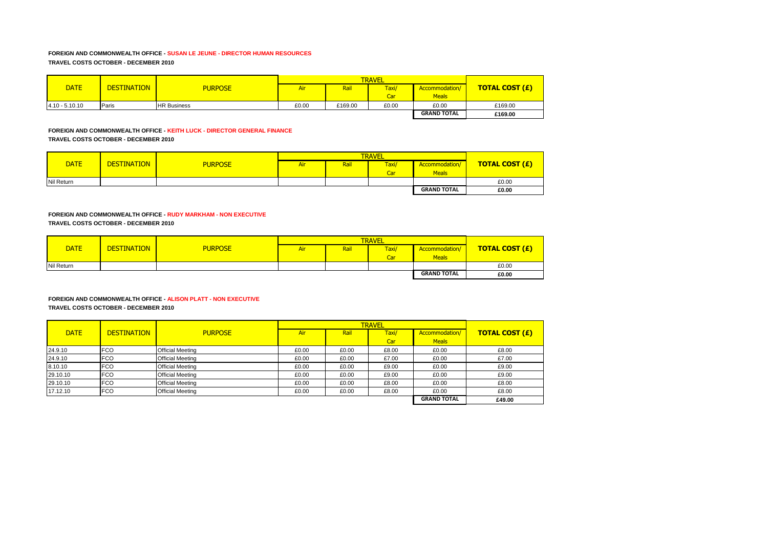**FOREIGN AND COMMONWEALTH OFFICE - SUSAN LE JEUNE - DIRECTOR HUMAN RESOURCES**

**TRAVEL COSTS OCTOBER - DECEMBER 2010**

| DATE | DESTINATION | PURPOSE | TRAVEL | | | | TOTAL COST (£) |
|---|---|---|---|---|---|---|---|
| | | | Air | Rail | Taxi/ Car | Accommodation/ Meals | |
| 4.10 - 5.10.10 | Paris | HR Business | £0.00 | £169.00 | £0.00 | £0.00 | £169.00 |
| | | | | | | **GRAND TOTAL** | **£169.00** |

**FOREIGN AND COMMONWEALTH OFFICE - KEITH LUCK - DIRECTOR GENERAL FINANCE**

**TRAVEL COSTS OCTOBER - DECEMBER 2010**

| DATE | DESTINATION | PURPOSE | TRAVEL | | | | TOTAL COST (£) |
|---|---|---|---|---|---|---|---|
| | | | Air | Rail | Taxi/ Car | Accommodation/ Meals | |
| Nil Return | | | | | | | £0.00 |
| | | | | | | **GRAND TOTAL** | **£0.00** |

**FOREIGN AND COMMONWEALTH OFFICE - RUDY MARKHAM - NON EXECUTIVE**

**TRAVEL COSTS OCTOBER - DECEMBER 2010**

| DATE | DESTINATION | PURPOSE | TRAVEL | | | | TOTAL COST (£) |
|---|---|---|---|---|---|---|---|
| | | | Air | Rail | Taxi/ Car | Accommodation/ Meals | |
| Nil Return | | | | | | | £0.00 |
| | | | | | | **GRAND TOTAL** | **£0.00** |

**FOREIGN AND COMMONWEALTH OFFICE - ALISON PLATT - NON EXECUTIVE**

**TRAVEL COSTS OCTOBER - DECEMBER 2010**

| DATE | DESTINATION | PURPOSE | TRAVEL | | | | TOTAL COST (£) |
|---|---|---|---|---|---|---|---|
| | | | Air | Rail | Taxi/ Car | Accommodation/ Meals | |
| 24.9.10 | FCO | Official Meeting | £0.00 | £0.00 | £8.00 | £0.00 | £8.00 |
| 24.9.10 | FCO | Official Meeting | £0.00 | £0.00 | £7.00 | £0.00 | £7.00 |
| 8.10.10 | FCO | Official Meeting | £0.00 | £0.00 | £9.00 | £0.00 | £9.00 |
| 29.10.10 | FCO | Official Meeting | £0.00 | £0.00 | £9.00 | £0.00 | £9.00 |
| 29.10.10 | FCO | Official Meeting | £0.00 | £0.00 | £8.00 | £0.00 | £8.00 |
| 17.12.10 | FCO | Official Meeting | £0.00 | £0.00 | £8.00 | £0.00 | £8.00 |
| | | | | | | **GRAND TOTAL** | **£49.00** |